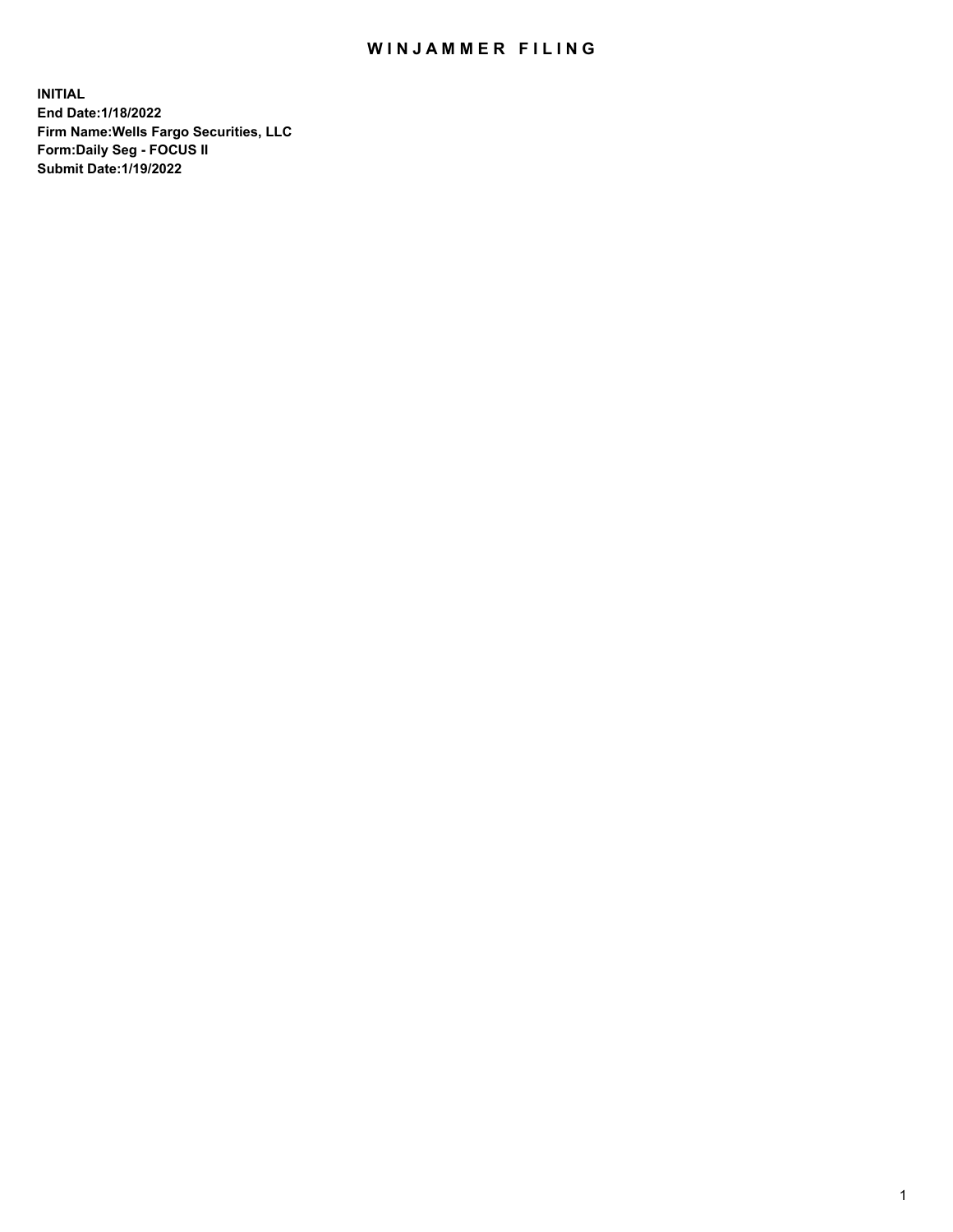# WINJAMMER FILING

**INITIAL**
**End Date:1/18/2022**
**Firm Name:Wells Fargo Securities, LLC**
**Form:Daily Seg - FOCUS II**
**Submit Date:1/19/2022**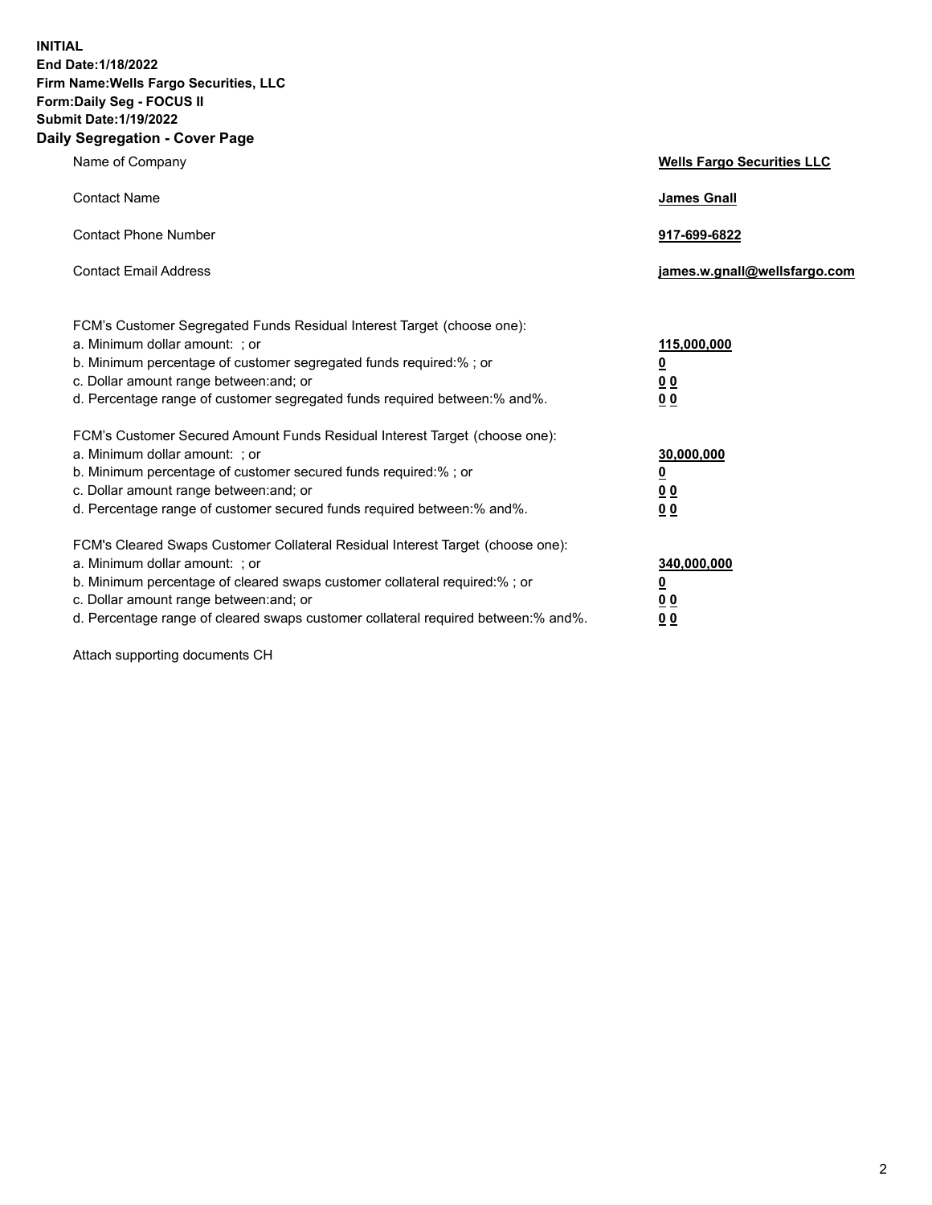**INITIAL**
**End Date:1/18/2022**
**Firm Name:Wells Fargo Securities, LLC**
**Form:Daily Seg - FOCUS II**
**Submit Date:1/19/2022**

## Daily Segregation - Cover Page

| | |
|---|---|
| Name of Company | **Wells Fargo Securities LLC** |
| Contact Name | **James Gnall** |
| Contact Phone Number | **917-699-6822** |
| Contact Email Address | **james.w.gnall@wellsfargo.com** |

| | |
|---|---|
| FCM's Customer Segregated Funds Residual Interest Target (choose one): | |
| a. Minimum dollar amount: ; or | **115,000,000** |
| b. Minimum percentage of customer segregated funds required:% ; or | **0** |
| c. Dollar amount range between:and; or | **0 0** |
| d. Percentage range of customer segregated funds required between:% and%. | **0 0** |
| FCM's Customer Secured Amount Funds Residual Interest Target (choose one): | |
| a. Minimum dollar amount: ; or | **30,000,000** |
| b. Minimum percentage of customer secured funds required:% ; or | **0** |
| c. Dollar amount range between:and; or | **0 0** |
| d. Percentage range of customer secured funds required between:% and%. | **0 0** |
| FCM's Cleared Swaps Customer Collateral Residual Interest Target (choose one): | |
| a. Minimum dollar amount: ; or | **340,000,000** |
| b. Minimum percentage of cleared swaps customer collateral required:% ; or | **0** |
| c. Dollar amount range between:and; or | **0 0** |
| d. Percentage range of cleared swaps customer collateral required between:% and%. | **0 0** |

Attach supporting documents CH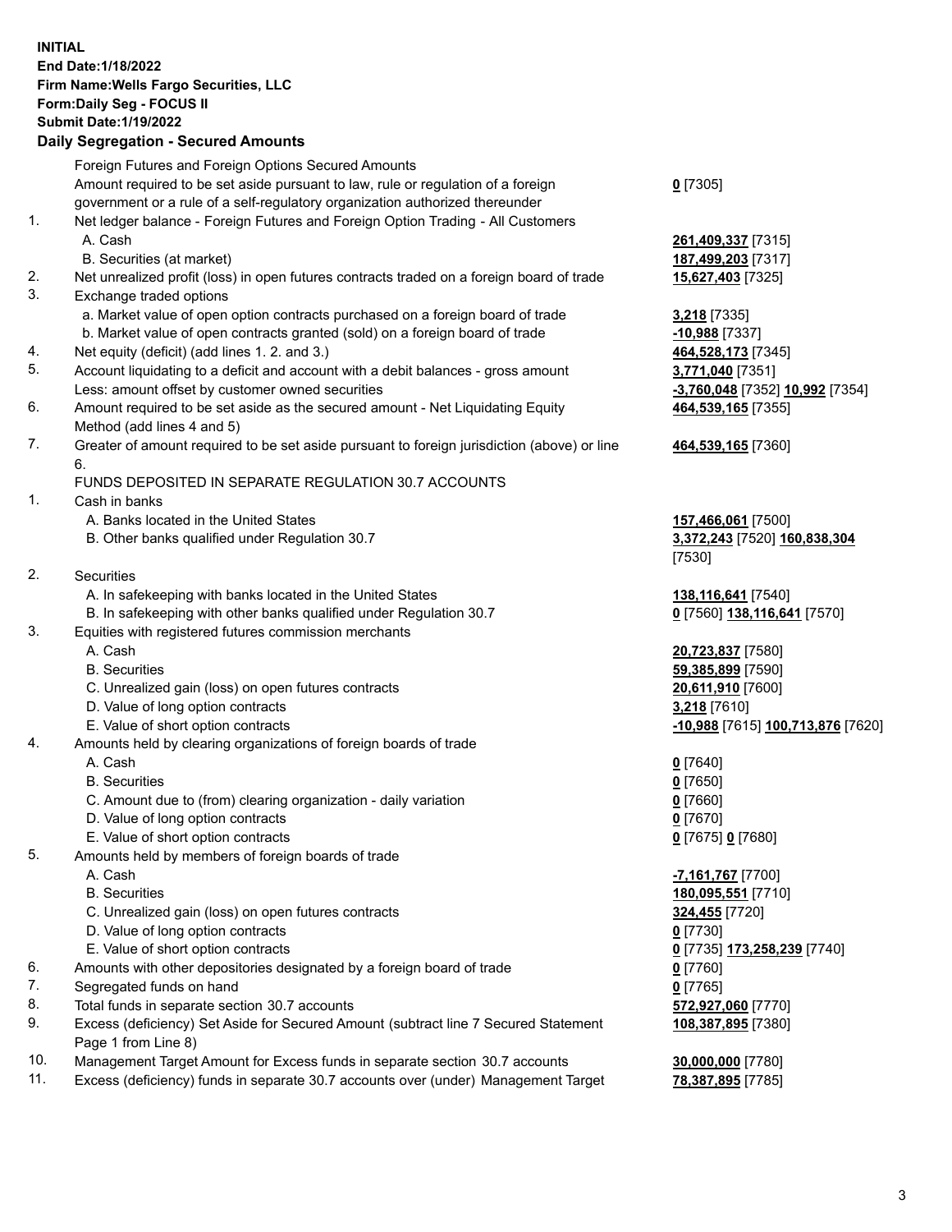**INITIAL**
**End Date:1/18/2022**
**Firm Name:Wells Fargo Securities, LLC**
**Form:Daily Seg - FOCUS II**
**Submit Date:1/19/2022**

## Daily Segregation - Secured Amounts

| | | |
|---|---|---|
| | Foreign Futures and Foreign Options Secured Amounts | |
| | Amount required to be set aside pursuant to law, rule or regulation of a foreign government or a rule of a self-regulatory organization authorized thereunder | **0** [7305] |
| 1. | Net ledger balance - Foreign Futures and Foreign Option Trading - All Customers | |
| | A. Cash | **261,409,337** [7315] |
| | B. Securities (at market) | **187,499,203** [7317] |
| 2. | Net unrealized profit (loss) in open futures contracts traded on a foreign board of trade | **15,627,403** [7325] |
| 3. | Exchange traded options | |
| | a. Market value of open option contracts purchased on a foreign board of trade | **3,218** [7335] |
| | b. Market value of open contracts granted (sold) on a foreign board of trade | **-10,988** [7337] |
| 4. | Net equity (deficit) (add lines 1. 2. and 3.) | **464,528,173** [7345] |
| 5. | Account liquidating to a deficit and account with a debit balances - gross amount | **3,771,040** [7351] |
| | Less: amount offset by customer owned securities | **-3,760,048** [7352] **10,992** [7354] |
| 6. | Amount required to be set aside as the secured amount - Net Liquidating Equity Method (add lines 4 and 5) | **464,539,165** [7355] |
| 7. | Greater of amount required to be set aside pursuant to foreign jurisdiction (above) or line 6. | **464,539,165** [7360] |
| | FUNDS DEPOSITED IN SEPARATE REGULATION 30.7 ACCOUNTS | |
| 1. | Cash in banks | |
| | A. Banks located in the United States | **157,466,061** [7500] |
| | B. Other banks qualified under Regulation 30.7 | **3,372,243** [7520] **160,838,304** [7530] |
| 2. | Securities | |
| | A. In safekeeping with banks located in the United States | **138,116,641** [7540] |
| | B. In safekeeping with other banks qualified under Regulation 30.7 | **0** [7560] **138,116,641** [7570] |
| 3. | Equities with registered futures commission merchants | |
| | A. Cash | **20,723,837** [7580] |
| | B. Securities | **59,385,899** [7590] |
| | C. Unrealized gain (loss) on open futures contracts | **20,611,910** [7600] |
| | D. Value of long option contracts | **3,218** [7610] |
| | E. Value of short option contracts | **-10,988** [7615] **100,713,876** [7620] |
| 4. | Amounts held by clearing organizations of foreign boards of trade | |
| | A. Cash | **0** [7640] |
| | B. Securities | **0** [7650] |
| | C. Amount due to (from) clearing organization - daily variation | **0** [7660] |
| | D. Value of long option contracts | **0** [7670] |
| | E. Value of short option contracts | **0** [7675] **0** [7680] |
| 5. | Amounts held by members of foreign boards of trade | |
| | A. Cash | **-7,161,767** [7700] |
| | B. Securities | **180,095,551** [7710] |
| | C. Unrealized gain (loss) on open futures contracts | **324,455** [7720] |
| | D. Value of long option contracts | **0** [7730] |
| | E. Value of short option contracts | **0** [7735] **173,258,239** [7740] |
| 6. | Amounts with other depositories designated by a foreign board of trade | **0** [7760] |
| 7. | Segregated funds on hand | **0** [7765] |
| 8. | Total funds in separate section 30.7 accounts | **572,927,060** [7770] |
| 9. | Excess (deficiency) Set Aside for Secured Amount (subtract line 7 Secured Statement Page 1 from Line 8) | **108,387,895** [7380] |
| 10. | Management Target Amount for Excess funds in separate section 30.7 accounts | **30,000,000** [7780] |
| 11. | Excess (deficiency) funds in separate 30.7 accounts over (under) Management Target | **78,387,895** [7785] |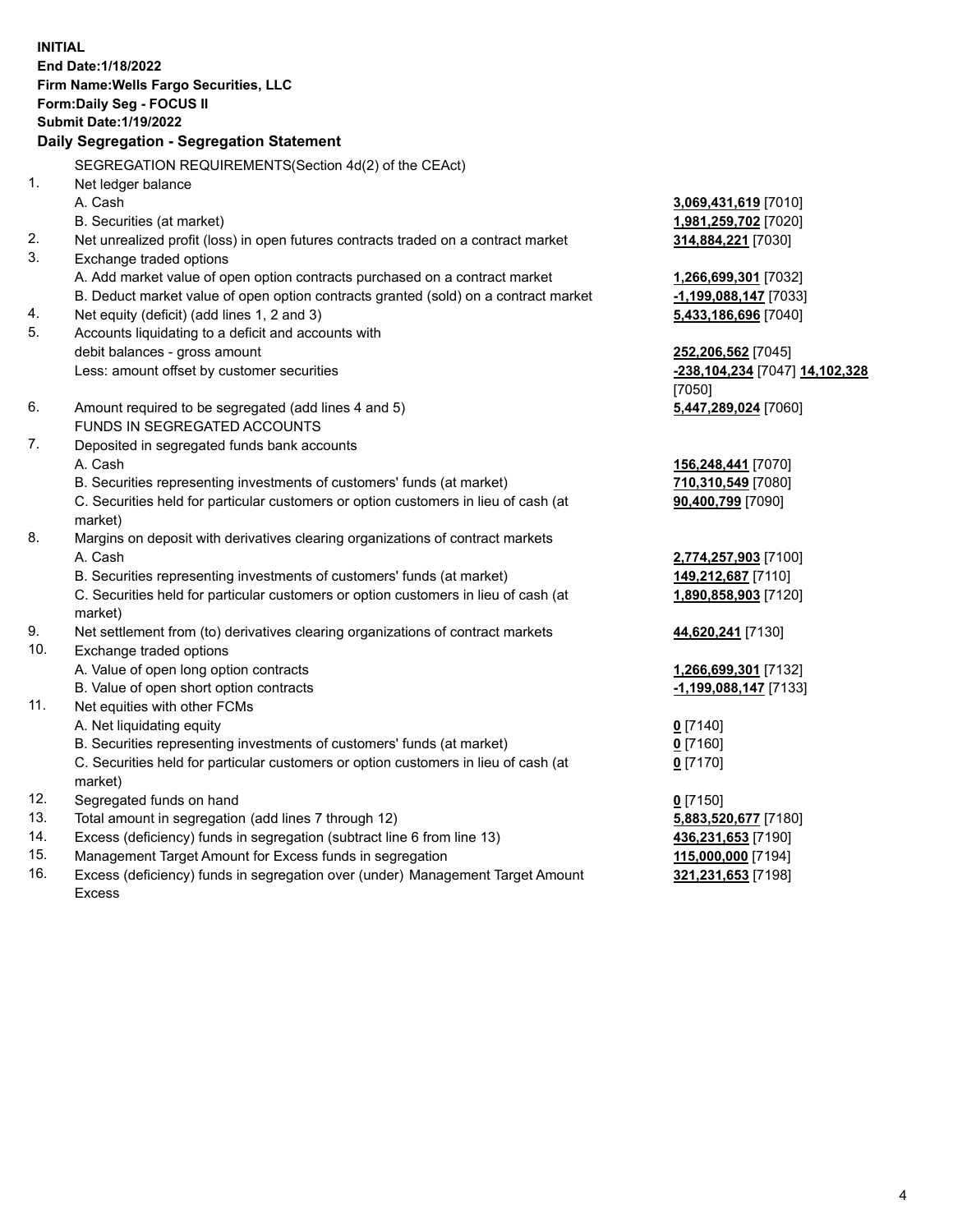**INITIAL**
**End Date:1/18/2022**
**Firm Name:Wells Fargo Securities, LLC**
**Form:Daily Seg - FOCUS II**
**Submit Date:1/19/2022**

**Daily Segregation - Segregation Statement**

SEGREGATION REQUIREMENTS(Section 4d(2) of the CEAct)

| | | |
|---|---|---|
| 1. | Net ledger balance | |
| | A. Cash | **3,069,431,619** [7010] |
| | B. Securities (at market) | **1,981,259,702** [7020] |
| 2. | Net unrealized profit (loss) in open futures contracts traded on a contract market | **314,884,221** [7030] |
| 3. | Exchange traded options | |
| | A. Add market value of open option contracts purchased on a contract market | **1,266,699,301** [7032] |
| | B. Deduct market value of open option contracts granted (sold) on a contract market | **-1,199,088,147** [7033] |
| 4. | Net equity (deficit) (add lines 1, 2 and 3) | **5,433,186,696** [7040] |
| 5. | Accounts liquidating to a deficit and accounts with debit balances - gross amount | **252,206,562** [7045] |
| | Less: amount offset by customer securities | **-238,104,234** [7047] **14,102,328** [7050] |
| 6. | Amount required to be segregated (add lines 4 and 5) | **5,447,289,024** [7060] |
| | FUNDS IN SEGREGATED ACCOUNTS | |
| 7. | Deposited in segregated funds bank accounts | |
| | A. Cash | **156,248,441** [7070] |
| | B. Securities representing investments of customers' funds (at market) | **710,310,549** [7080] |
| | C. Securities held for particular customers or option customers in lieu of cash (at market) | **90,400,799** [7090] |
| 8. | Margins on deposit with derivatives clearing organizations of contract markets | |
| | A. Cash | **2,774,257,903** [7100] |
| | B. Securities representing investments of customers' funds (at market) | **149,212,687** [7110] |
| | C. Securities held for particular customers or option customers in lieu of cash (at market) | **1,890,858,903** [7120] |
| 9. | Net settlement from (to) derivatives clearing organizations of contract markets | **44,620,241** [7130] |
| 10. | Exchange traded options | |
| | A. Value of open long option contracts | **1,266,699,301** [7132] |
| | B. Value of open short option contracts | **-1,199,088,147** [7133] |
| 11. | Net equities with other FCMs | |
| | A. Net liquidating equity | **0** [7140] |
| | B. Securities representing investments of customers' funds (at market) | **0** [7160] |
| | C. Securities held for particular customers or option customers in lieu of cash (at market) | **0** [7170] |
| 12. | Segregated funds on hand | **0** [7150] |
| 13. | Total amount in segregation (add lines 7 through 12) | **5,883,520,677** [7180] |
| 14. | Excess (deficiency) funds in segregation (subtract line 6 from line 13) | **436,231,653** [7190] |
| 15. | Management Target Amount for Excess funds in segregation | **115,000,000** [7194] |
| 16. | Excess (deficiency) funds in segregation over (under) Management Target Amount Excess | **321,231,653** [7198] |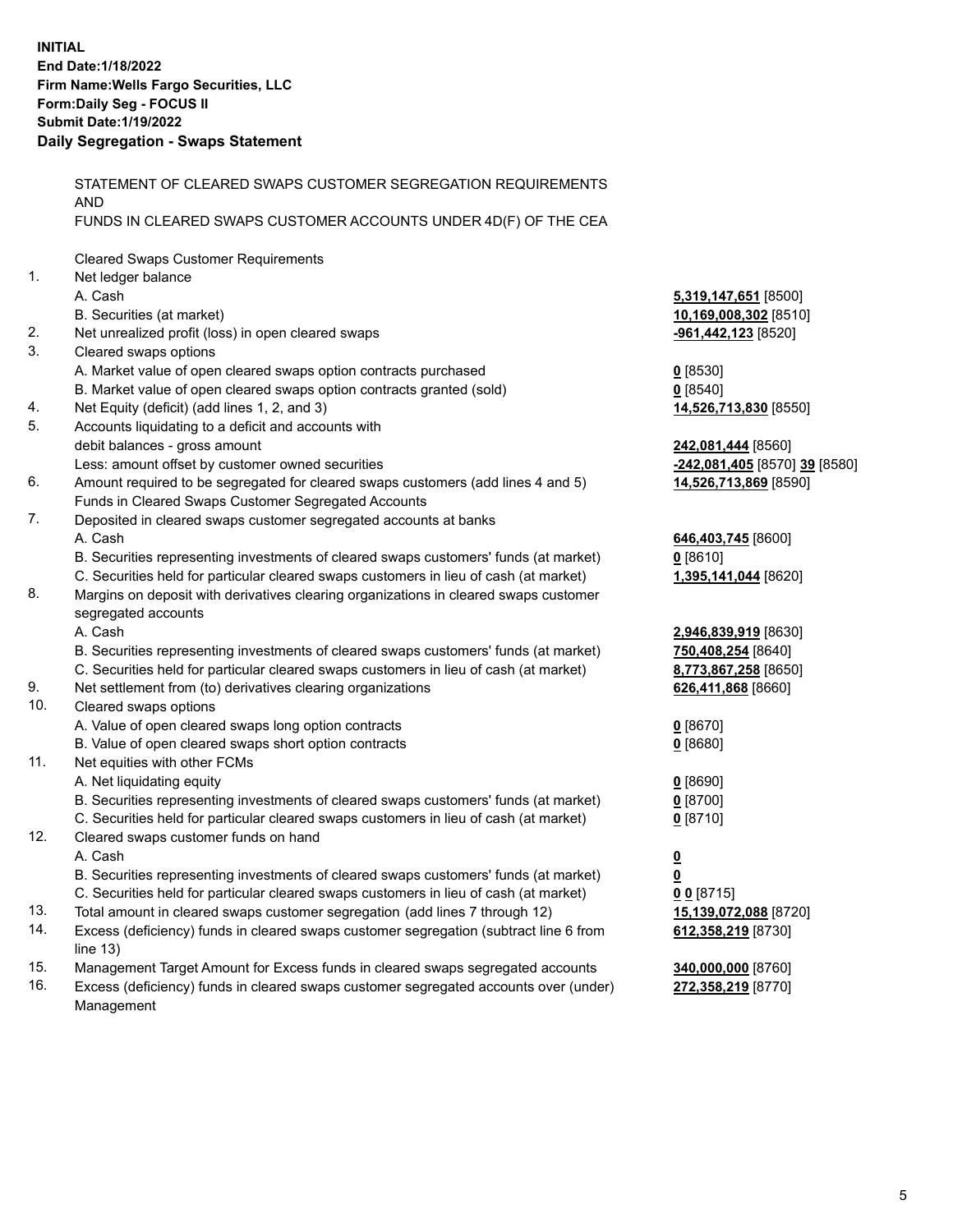**INITIAL**
**End Date:1/18/2022**
**Firm Name:Wells Fargo Securities, LLC**
**Form:Daily Seg - FOCUS II**
**Submit Date:1/19/2022**
**Daily Segregation - Swaps Statement**

STATEMENT OF CLEARED SWAPS CUSTOMER SEGREGATION REQUIREMENTS AND FUNDS IN CLEARED SWAPS CUSTOMER ACCOUNTS UNDER 4D(F) OF THE CEA

| | | |
|---|---|---|
| | Cleared Swaps Customer Requirements | |
| 1. | Net ledger balance | |
| | A. Cash | **5,319,147,651** [8500] |
| | B. Securities (at market) | **10,169,008,302** [8510] |
| 2. | Net unrealized profit (loss) in open cleared swaps | **-961,442,123** [8520] |
| 3. | Cleared swaps options | |
| | A. Market value of open cleared swaps option contracts purchased | **0** [8530] |
| | B. Market value of open cleared swaps option contracts granted (sold) | **0** [8540] |
| 4. | Net Equity (deficit) (add lines 1, 2, and 3) | **14,526,713,830** [8550] |
| 5. | Accounts liquidating to a deficit and accounts with debit balances - gross amount | **242,081,444** [8560] |
| | Less: amount offset by customer owned securities | **-242,081,405** [8570] **39** [8580] |
| 6. | Amount required to be segregated for cleared swaps customers (add lines 4 and 5) | **14,526,713,869** [8590] |
| | Funds in Cleared Swaps Customer Segregated Accounts | |
| 7. | Deposited in cleared swaps customer segregated accounts at banks | |
| | A. Cash | **646,403,745** [8600] |
| | B. Securities representing investments of cleared swaps customers' funds (at market) | **0** [8610] |
| | C. Securities held for particular cleared swaps customers in lieu of cash (at market) | **1,395,141,044** [8620] |
| 8. | Margins on deposit with derivatives clearing organizations in cleared swaps customer segregated accounts | |
| | A. Cash | **2,946,839,919** [8630] |
| | B. Securities representing investments of cleared swaps customers' funds (at market) | **750,408,254** [8640] |
| | C. Securities held for particular cleared swaps customers in lieu of cash (at market) | **8,773,867,258** [8650] |
| 9. | Net settlement from (to) derivatives clearing organizations | **626,411,868** [8660] |
| 10. | Cleared swaps options | |
| | A. Value of open cleared swaps long option contracts | **0** [8670] |
| | B. Value of open cleared swaps short option contracts | **0** [8680] |
| 11. | Net equities with other FCMs | |
| | A. Net liquidating equity | **0** [8690] |
| | B. Securities representing investments of cleared swaps customers' funds (at market) | **0** [8700] |
| | C. Securities held for particular cleared swaps customers in lieu of cash (at market) | **0** [8710] |
| 12. | Cleared swaps customer funds on hand | |
| | A. Cash | **0** |
| | B. Securities representing investments of cleared swaps customers' funds (at market) | **0** |
| | C. Securities held for particular cleared swaps customers in lieu of cash (at market) | **0** **0** [8715] |
| 13. | Total amount in cleared swaps customer segregation (add lines 7 through 12) | **15,139,072,088** [8720] |
| 14. | Excess (deficiency) funds in cleared swaps customer segregation (subtract line 6 from line 13) | **612,358,219** [8730] |
| 15. | Management Target Amount for Excess funds in cleared swaps segregated accounts | **340,000,000** [8760] |
| 16. | Excess (deficiency) funds in cleared swaps customer segregated accounts over (under) Management | **272,358,219** [8770] |